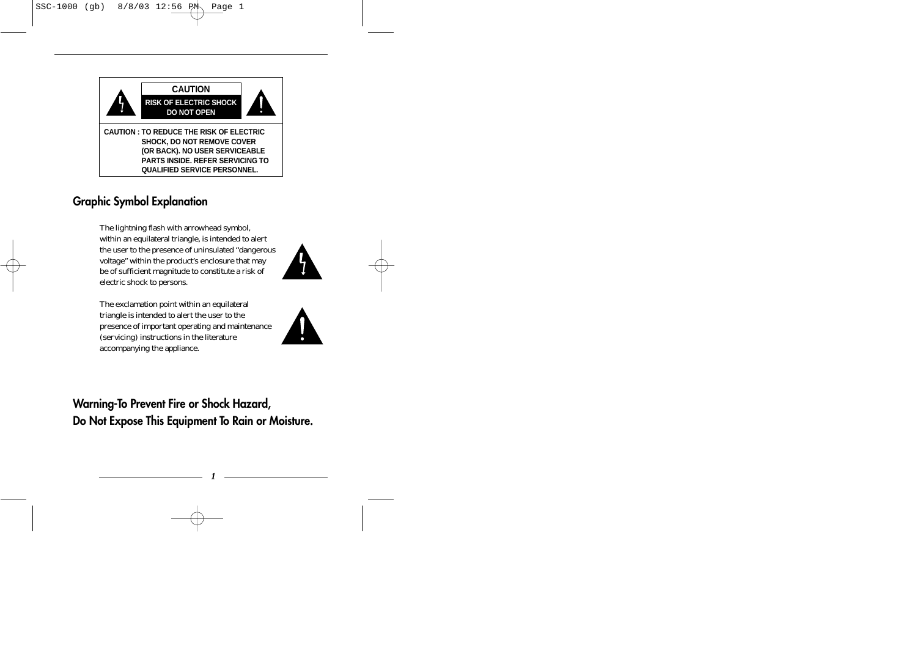**CAUTION**

**RISK OF ELECTRIC SHOCK DO NOT OPEN**

**CAUTION : TO REDUCE THE RISK OF ELECTRIC SHOCK, DO NOT REMOVE COVER (OR BACK). NO USER SERVICEABLE PARTS INSIDE. REFER SERVICING TO QUALIFIED SERVICE PERSONNEL.**

## Graphic Symbol Explanation

The lightning flash with arrowhead symbol, within an equilateral triangle, is intended to alert the user to the presence of uninsulated "dangerous voltage" within the product's enclosure that may be of sufficient magnitude to constitute a risk of electric shock to persons.

The exclamation point within an equilateral triangle is intended to alert the user to the presence of important operating and maintenance (servicing) instructions in the literature accompanying the appliance.

## Warning-To Prevent Fire or Shock Hazard, Do Not Expose This Equipment To Rain or Moisture.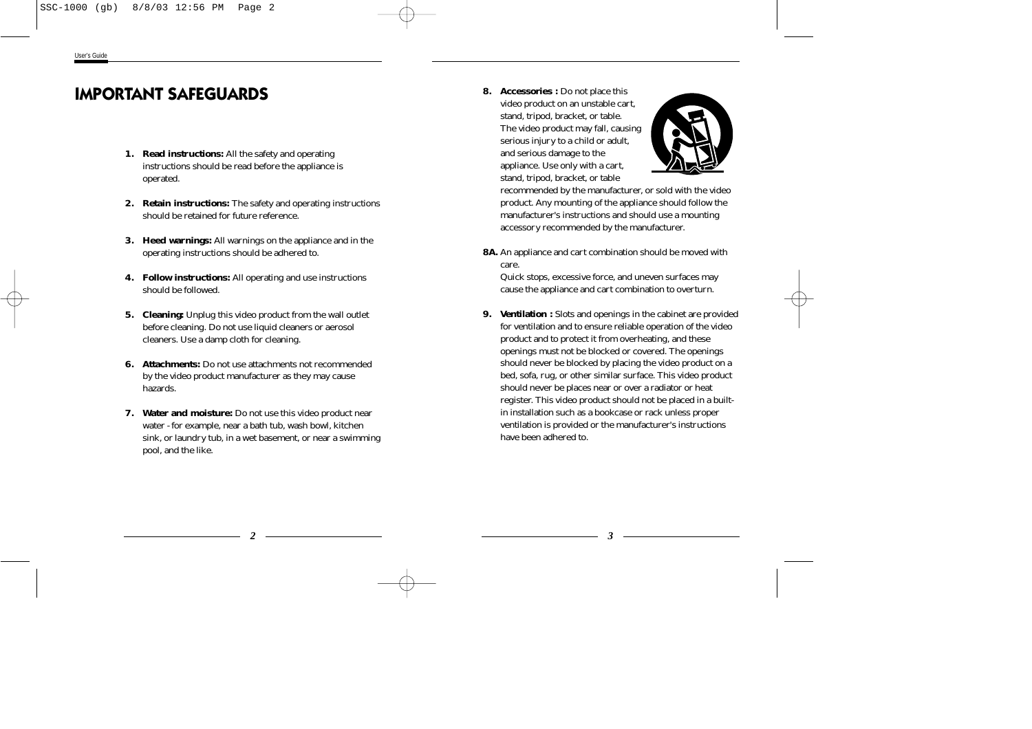# IMPORTANT SAFEGUARDS

1. **Read instructions:** All the safety and operating instructions should be read before the appliance is operated.

2. **Retain instructions:** The safety and operating instructions should be retained for future reference.

3. **Heed warnings:** All warnings on the appliance and in the operating instructions should be adhered to.

4. **Follow instructions:** All operating and use instructions should be followed.

5. **Cleaning:** Unplug this video product from the wall outlet before cleaning. Do not use liquid cleaners or aerosol cleaners. Use a damp cloth for cleaning.

6. **Attachments:** Do not use attachments not recommended by the video product manufacturer as they may cause hazards.

7. **Water and moisture:** Do not use this video product near water - for example, near a bath tub, wash bowl, kitchen sink, or laundry tub, in a wet basement, or near a swimming pool, and the like.

8. **Accessories :** Do not place this video product on an unstable cart, stand, tripod, bracket, or table. The video product may fall, causing serious injury to a child or adult, and serious damage to the appliance. Use only with a cart, stand, tripod, bracket, or table recommended by the manufacturer, or sold with the video product. Any mounting of the appliance should follow the manufacturer's instructions and should use a mounting accessory recommended by the manufacturer.

**8A.** An appliance and cart combination should be moved with care.
Quick stops, excessive force, and uneven surfaces may cause the appliance and cart combination to overturn.

9. **Ventilation :** Slots and openings in the cabinet are provided for ventilation and to ensure reliable operation of the video product and to protect it from overheating, and these openings must not be blocked or covered. The openings should never be blocked by placing the video product on a bed, sofa, rug, or other similar surface. This video product should never be places near or over a radiator or heat register. This video product should not be placed in a built-in installation such as a bookcase or rack unless proper ventilation is provided or the manufacturer's instructions have been adhered to.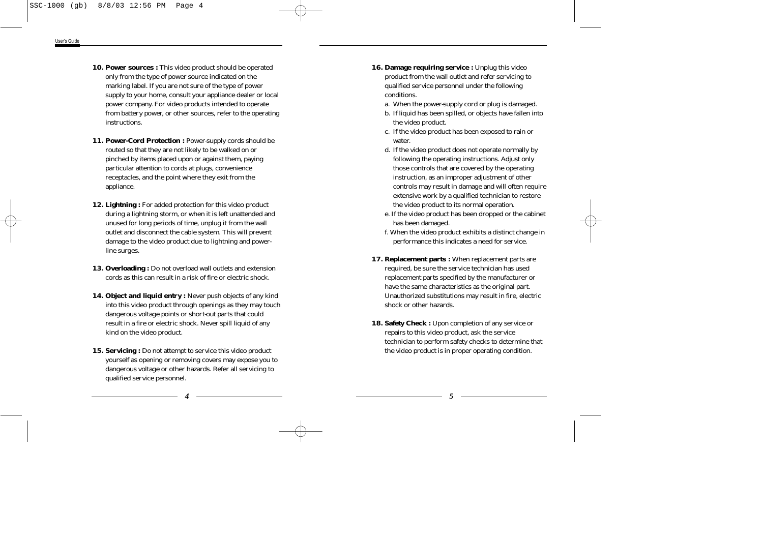**10. Power sources :** This video product should be operated only from the type of power source indicated on the marking label. If you are not sure of the type of power supply to your home, consult your appliance dealer or local power company. For video products intended to operate from battery power, or other sources, refer to the operating instructions.

**11. Power-Cord Protection :** Power-supply cords should be routed so that they are not likely to be walked on or pinched by items placed upon or against them, paying particular attention to cords at plugs, convenience receptacles, and the point where they exit from the appliance.

**12. Lightning :** For added protection for this video product during a lightning storm, or when it is left unattended and unused for long periods of time, unplug it from the wall outlet and disconnect the cable system. This will prevent damage to the video product due to lightning and power-line surges.

**13. Overloading :** Do not overload wall outlets and extension cords as this can result in a risk of fire or electric shock.

**14. Object and liquid entry :** Never push objects of any kind into this video product through openings as they may touch dangerous voltage points or short-out parts that could result in a fire or electric shock. Never spill liquid of any kind on the video product.

**15. Servicing :** Do not attempt to service this video product yourself as opening or removing covers may expose you to dangerous voltage or other hazards. Refer all servicing to qualified service personnel.

**16. Damage requiring service :** Unplug this video product from the wall outlet and refer servicing to qualified service personnel under the following conditions.

a. When the power-supply cord or plug is damaged.

b. If liquid has been spilled, or objects have fallen into the video product.

c. If the video product has been exposed to rain or water.

d. If the video product does not operate normally by following the operating instructions. Adjust only those controls that are covered by the operating instruction, as an improper adjustment of other controls may result in damage and will often require extensive work by a qualified technician to restore the video product to its normal operation.

e. If the video product has been dropped or the cabinet has been damaged.

f. When the video product exhibits a distinct change in performance this indicates a need for service.

**17. Replacement parts :** When replacement parts are required, be sure the service technician has used replacement parts specified by the manufacturer or have the same characteristics as the original part. Unauthorized substitutions may result in fire, electric shock or other hazards.

**18. Safety Check :** Upon completion of any service or repairs to this video product, ask the service technician to perform safety checks to determine that the video product is in proper operating condition.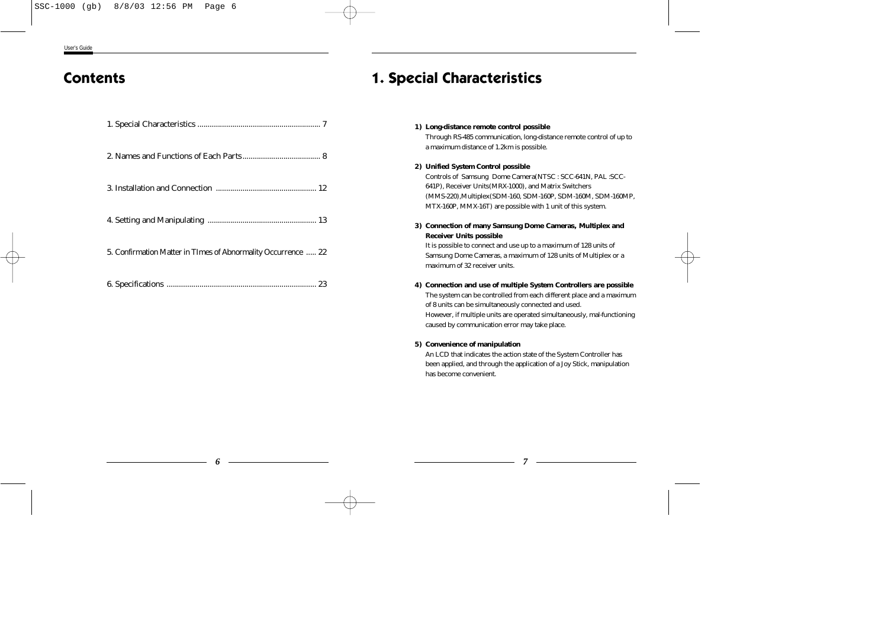# Contents

1. Special Characteristics .......................................................... 7

2. Names and Functions of Each Parts..................................... 8

3. Installation and Connection ................................................ 12

4. Setting and Manipulating .................................................... 13

5. Confirmation Matter in TImes of Abnormality Occurrence ..... 22

6. Specifications ...................................................................... 23

# 1. Special Characteristics

**1) Long-distance remote control possible**

Through RS-485 communication, long-distance remote control of up to a maximum distance of 1.2km is possible.

**2) Unified System Control possible**

Controls of Samsung Dome Camera(NTSC : SCC-641N, PAL :SCC-641P), Receiver Units(MRX-1000), and Matrix Switchers (MMS-220),Multiplex(SDM-160, SDM-160P, SDM-160M, SDM-160MP, MTX-160P, MMX-16T) are possible with 1 unit of this system.

**3) Connection of many Samsung Dome Cameras, Multiplex and Receiver Units possible**

It is possible to connect and use up to a maximum of 128 units of Samsung Dome Cameras, a maximum of 128 units of Multiplex or a maximum of 32 receiver units.

**4) Connection and use of multiple System Controllers are possible**

The system can be controlled from each different place and a maximum of 8 units can be simultaneously connected and used.
However, if multiple units are operated simultaneously, mal-functioning caused by communication error may take place.

**5) Convenience of manipulation**

An LCD that indicates the action state of the System Controller has been applied, and through the application of a Joy Stick, manipulation has become convenient.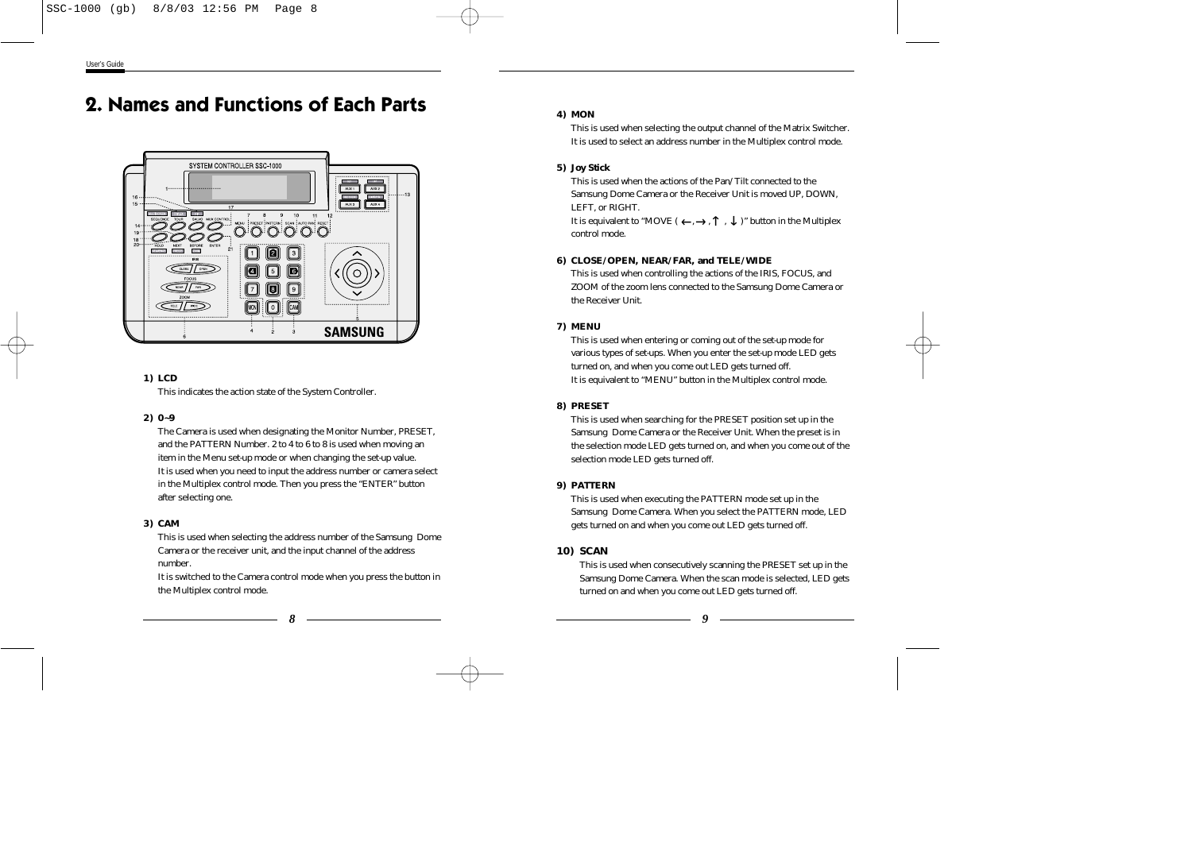# 2. Names and Functions of Each Parts

**1) LCD**

This indicates the action state of the System Controller.

**2) 0~9**

The Camera is used when designating the Monitor Number, PRESET, and the PATTERN Number. 2 to 4 to 6 to 8 is used when moving an item in the Menu set-up mode or when changing the set-up value. It is used when you need to input the address number or camera select in the Multiplex control mode. Then you press the "ENTER" button after selecting one.

**3) CAM**

This is used when selecting the address number of the Samsung Dome Camera or the receiver unit, and the input channel of the address number.
It is switched to the Camera control mode when you press the button in the Multiplex control mode.

**4) MON**

This is used when selecting the output channel of the Matrix Switcher. It is used to select an address number in the Multiplex control mode.

**5) Joy Stick**

This is used when the actions of the Pan/Tilt connected to the Samsung Dome Camera or the Receiver Unit is moved UP, DOWN, LEFT, or RIGHT.
It is equivalent to "MOVE ( ←, →, ↑ , ↓ )" button in the Multiplex control mode.

**6) CLOSE/OPEN, NEAR/FAR, and TELE/WIDE**

This is used when controlling the actions of the IRIS, FOCUS, and ZOOM of the zoom lens connected to the Samsung Dome Camera or the Receiver Unit.

**7) MENU**

This is used when entering or coming out of the set-up mode for various types of set-ups. When you enter the set-up mode LED gets turned on, and when you come out LED gets turned off.
It is equivalent to "MENU" button in the Multiplex control mode.

**8) PRESET**

This is used when searching for the PRESET position set up in the Samsung Dome Camera or the Receiver Unit. When the preset is in the selection mode LED gets turned on, and when you come out of the selection mode LED gets turned off.

**9) PATTERN**

This is used when executing the PATTERN mode set up in the Samsung Dome Camera. When you select the PATTERN mode, LED gets turned on and when you come out LED gets turned off.

**10) SCAN**

This is used when consecutively scanning the PRESET set up in the Samsung Dome Camera. When the scan mode is selected, LED gets turned on and when you come out LED gets turned off.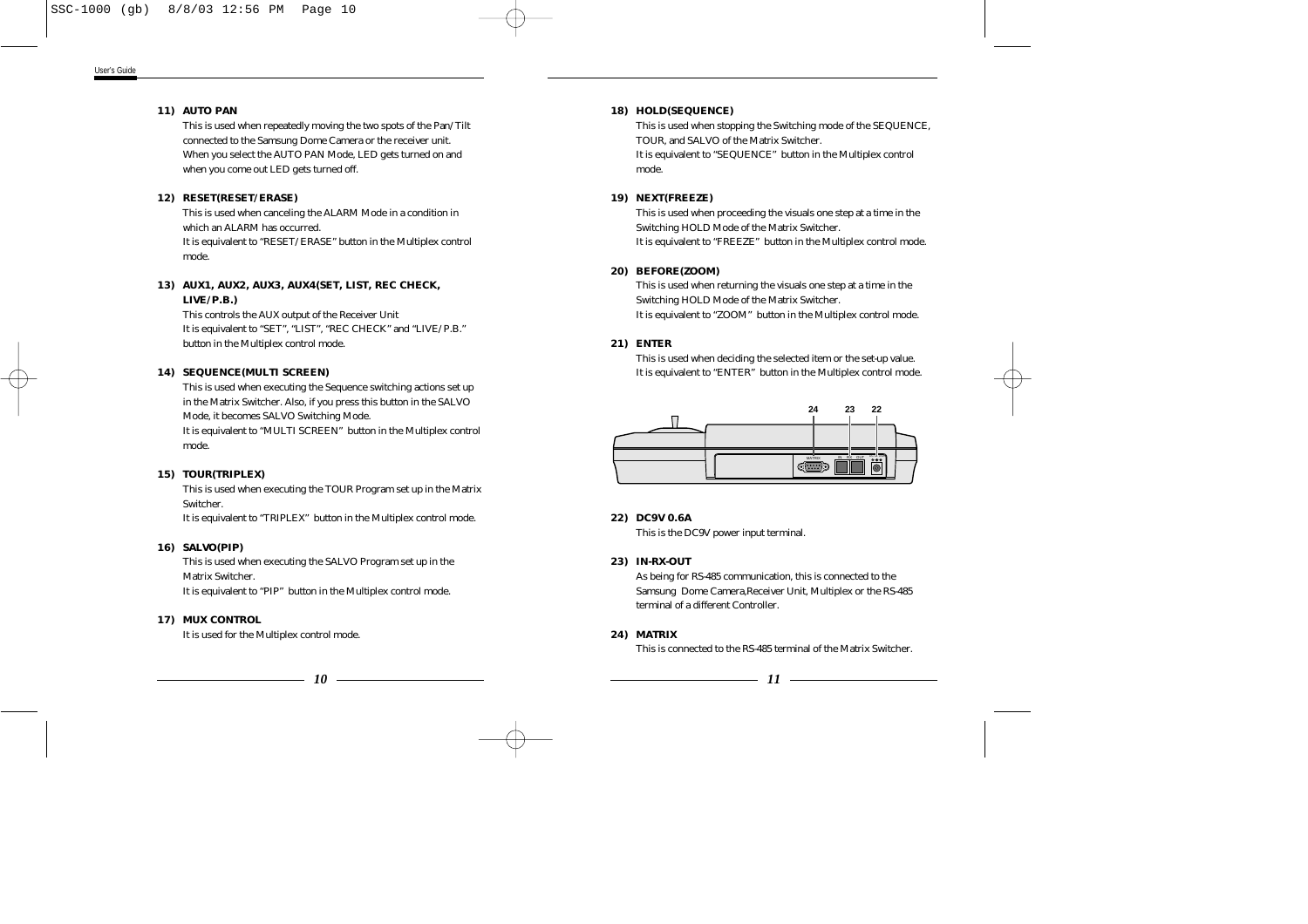**11) AUTO PAN**

This is used when repeatedly moving the two spots of the Pan/Tilt connected to the Samsung Dome Camera or the receiver unit. When you select the AUTO PAN Mode, LED gets turned on and when you come out LED gets turned off.

**12) RESET(RESET/ERASE)**

This is used when canceling the ALARM Mode in a condition in which an ALARM has occurred.
It is equivalent to "RESET/ERASE" button in the Multiplex control mode.

**13) AUX1, AUX2, AUX3, AUX4(SET, LIST, REC CHECK, LIVE/P.B.)**

This controls the AUX output of the Receiver Unit
It is equivalent to "SET", "LIST", "REC CHECK" and "LIVE/P.B." button in the Multiplex control mode.

**14) SEQUENCE(MULTI SCREEN)**

This is used when executing the Sequence switching actions set up in the Matrix Switcher. Also, if you press this button in the SALVO Mode, it becomes SALVO Switching Mode.
It is equivalent to "MULTI SCREEN" button in the Multiplex control mode.

**15) TOUR(TRIPLEX)**

This is used when executing the TOUR Program set up in the Matrix Switcher.
It is equivalent to "TRIPLEX" button in the Multiplex control mode.

**16) SALVO(PIP)**

This is used when executing the SALVO Program set up in the Matrix Switcher.
It is equivalent to "PIP" button in the Multiplex control mode.

**17) MUX CONTROL**

It is used for the Multiplex control mode.

**18) HOLD(SEQUENCE)**

This is used when stopping the Switching mode of the SEQUENCE, TOUR, and SALVO of the Matrix Switcher.
It is equivalent to "SEQUENCE" button in the Multiplex control mode.

**19) NEXT(FREEZE)**

This is used when proceeding the visuals one step at a time in the Switching HOLD Mode of the Matrix Switcher.
It is equivalent to "FREEZE" button in the Multiplex control mode.

**20) BEFORE(ZOOM)**

This is used when returning the visuals one step at a time in the Switching HOLD Mode of the Matrix Switcher.
It is equivalent to "ZOOM" button in the Multiplex control mode.

**21) ENTER**

This is used when deciding the selected item or the set-up value.
It is equivalent to "ENTER" button in the Multiplex control mode.

24 23 22

**22) DC9V 0.6A**

This is the DC9V power input terminal.

**23) IN-RX-OUT**

As being for RS-485 communication, this is connected to the Samsung Dome Camera,Receiver Unit, Multiplex or the RS-485 terminal of a different Controller.

**24) MATRIX**

This is connected to the RS-485 terminal of the Matrix Switcher.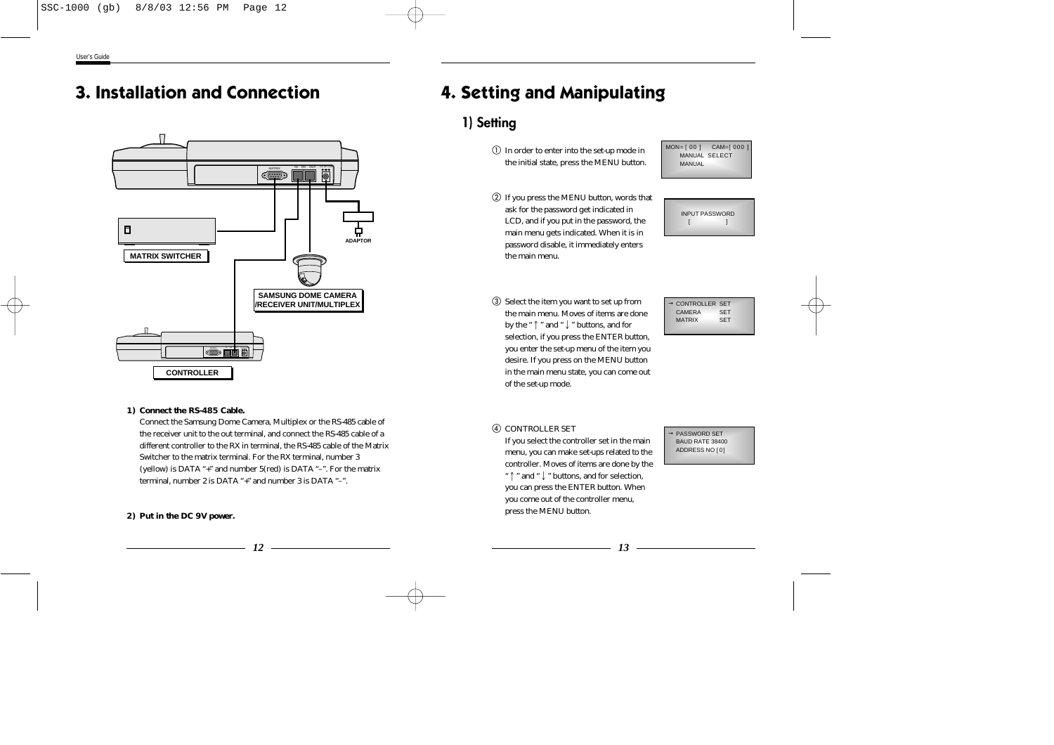# 3. Installation and Connection

MATRIX SWITCHER

ADAPTOR

SAMSUNG DOME CAMERA /RECEIVER UNIT/MULTIPLEX

CONTROLLER

**1) Connect the RS-485 Cable.**

Connect the Samsung Dome Camera, Multiplex or the RS-485 cable of the receiver unit to the out terminal, and connect the RS-485 cable of a different controller to the RX in terminal, the RS-485 cable of the Matrix Switcher to the matrix terminal. For the RX terminal, number 3 (yellow) is DATA "+" and number 5(red) is DATA "–". For the matrix terminal, number 2 is DATA "+" and number 3 is DATA "–".

**2) Put in the DC 9V power.**

# 4. Setting and Manipulating

## 1) Setting

① In order to enter into the set-up mode in the initial state, press the MENU button.

```
MON= [ 00 ]    CAM=[ 000 ]
   MANUAL  SELECT
   MANUAL
```

② If you press the MENU button, words that ask for the password get indicated in LCD, and if you put in the password, the main menu gets indicated. When it is in password disable, it immediately enters the main menu.

```
INPUT PASSWORD
   [            ]
```

③ Select the item you want to set up from the main menu. Moves of items are done by the "↑" and "↓" buttons, and for selection, if you press the ENTER button, you enter the set-up menu of the item you desire. If you press on the MENU button in the main menu state, you can come out of the set-up mode.

```
→ CONTROLLER  SET
  CAMERA      SET
  MATRIX      SET
```

④ CONTROLLER SET
If you select the controller set in the main menu, you can make set-ups related to the controller. Moves of items are done by the "↑" and "↓" buttons, and for selection, you can press the ENTER button. When you come out of the controller menu, press the MENU button.

```
→ PASSWORD SET
  BAUD RATE 38400
  ADDRESS NO [0]
```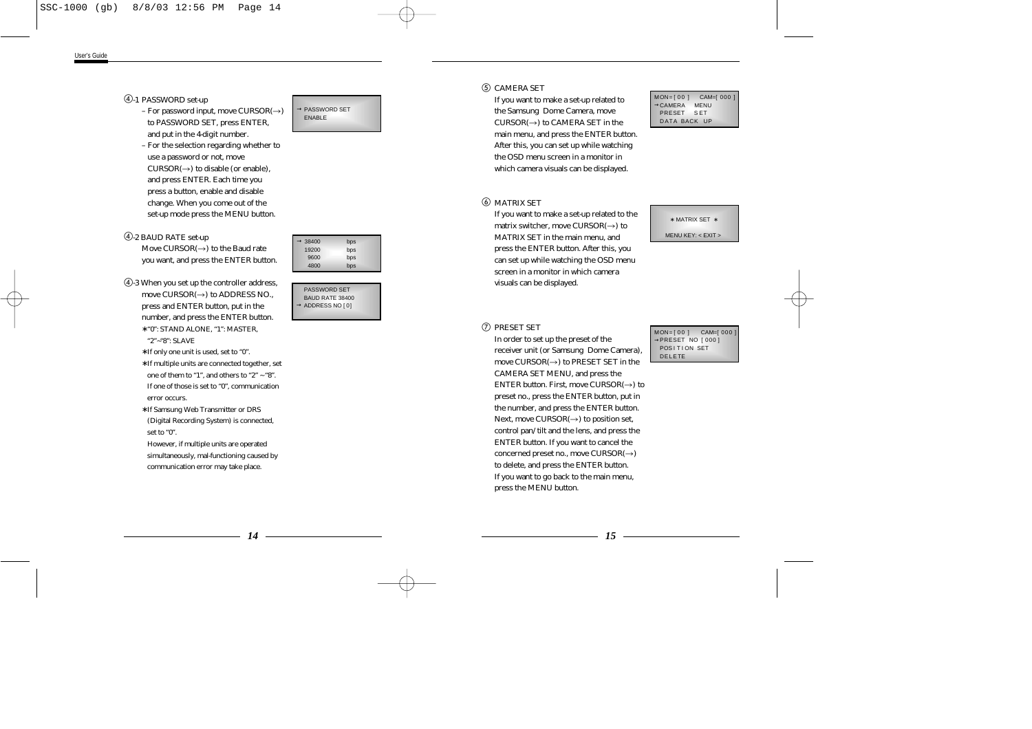④-1 PASSWORD set-up

- For password input, move CURSOR(→) to PASSWORD SET, press ENTER, and put in the 4-digit number.
- For the selection regarding whether to use a password or not, move CURSOR(→) to disable (or enable), and press ENTER. Each time you press a button, enable and disable change. When you come out of the set-up mode press the MENU button.

```
→ PASSWORD SET
  ENABLE
```

④-2 BAUD RATE set-up

Move CURSOR(→) to the Baud rate you want, and press the ENTER button.

```
→ 38400   bps
  19200   bps
   9600   bps
   4800   bps
```

④-3 When you set up the controller address, move CURSOR(→) to ADDRESS NO., press and ENTER button, put in the number, and press the ENTER button.

∗"0": STAND ALONE, "1": MASTER, "2"~"8": SLAVE

∗If only one unit is used, set to "0".

∗If multiple units are connected together, set one of them to "1", and others to "2" ~ "8". If one of those is set to "0", communication error occurs.

∗If Samsung Web Transmitter or DRS (Digital Recording System) is connected, set to "0".

However, if multiple units are operated simultaneously, mal-functioning caused by communication error may take place.

```
  PASSWORD SET
  BAUD RATE 38400
→ ADDRESS NO [ 0 ]
```

⑤ CAMERA SET

If you want to make a set-up related to the Samsung Dome Camera, move CURSOR(→) to CAMERA SET in the main menu, and press the ENTER button. After this, you can set up while watching the OSD menu screen in a monitor in which camera visuals can be displayed.

```
MON=[ 0 0 ]    CAM=[ 000 ]
→CAMERA    MENU
  PRESET    SET
  DATA BACK  UP
```

⑥ MATRIX SET

If you want to make a set-up related to the matrix switcher, move CURSOR(→) to MATRIX SET in the main menu, and press the ENTER button. After this, you can set up while watching the OSD menu screen in a monitor in which camera visuals can be displayed.

```
∗ MATRIX SET ∗

MENU KEY: < EXIT >
```

⑦ PRESET SET

In order to set up the preset of the receiver unit (or Samsung Dome Camera), move CURSOR(→) to PRESET SET in the CAMERA SET MENU, and press the ENTER button. First, move CURSOR(→) to preset no., press the ENTER button, put in the number, and press the ENTER button. Next, move CURSOR(→) to position set, control pan/tilt and the lens, and press the ENTER button. If you want to cancel the concerned preset no., move CURSOR(→) to delete, and press the ENTER button. If you want to go back to the main menu, press the MENU button.

```
MON=[ 0 0 ]    CAM=[ 000 ]
→PRESET  NO [ 000 ]
  POSITION  SET
  DELETE
```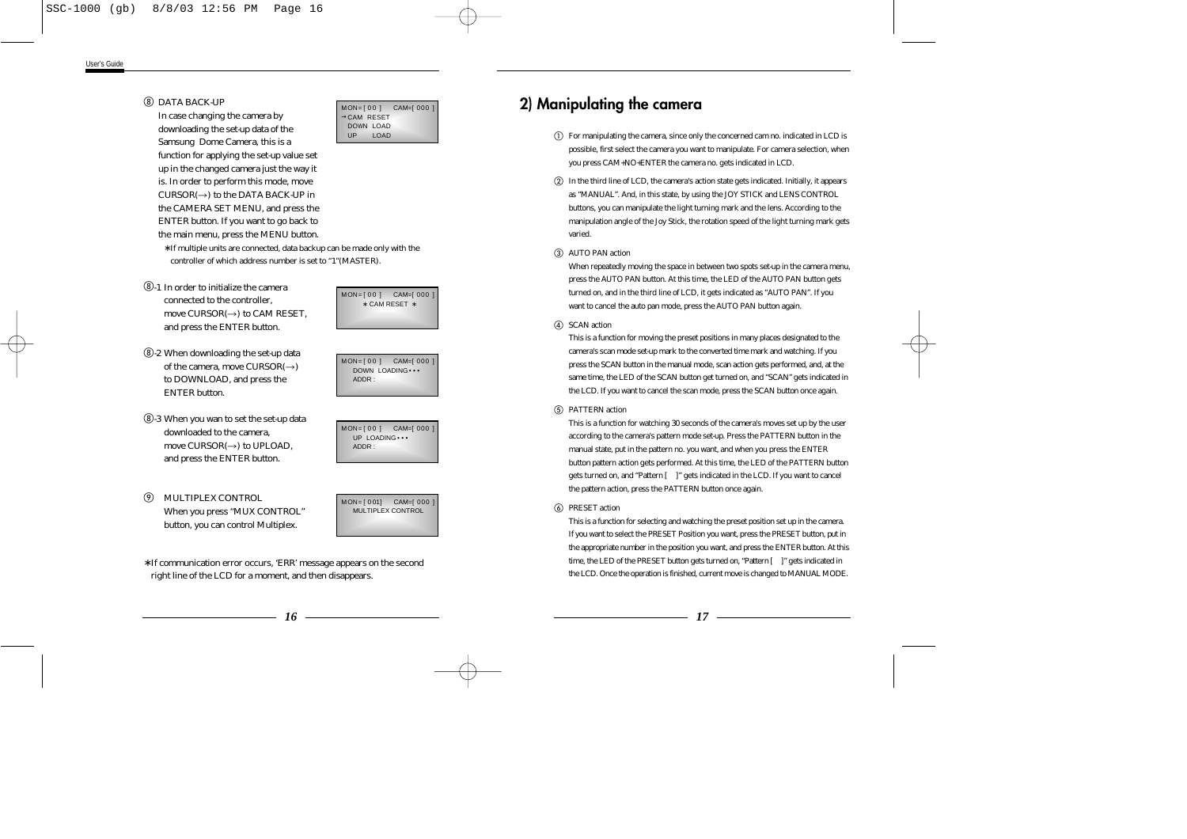⑧ DATA BACK-UP

In case changing the camera by downloading the set-up data of the Samsung Dome Camera, this is a function for applying the set-up value set up in the changed camera just the way it is. In order to perform this mode, move CURSOR(→) to the DATA BACK-UP in the CAMERA SET MENU, and press the ENTER button. If you want to go back to the main menu, press the MENU button.

```
MON=[ 0 0 ]     CAM=[ 000 ]
→CAM  RESET
  DOWN  LOAD
  UP      LOAD
```

∗If multiple units are connected, data backup can be made only with the controller of which address number is set to "1"(MASTER).

⑧-1 In order to initialize the camera connected to the controller, move CURSOR(→) to CAM RESET, and press the ENTER button.

```
MON=[ 0 0 ]     CAM=[ 000 ]
      ∗ CAM RESET ∗
```

⑧-2 When downloading the set-up data of the camera, move CURSOR(→) to DOWNLOAD, and press the ENTER button.

```
MON=[ 0 0 ]     CAM=[ 000 ]
   DOWN  LOADING•••
   ADDR :
```

⑧-3 When you wan to set the set-up data downloaded to the camera, move CURSOR(→) to UPLOAD, and press the ENTER button.

```
MON=[ 0 0 ]     CAM=[ 000 ]
   UP  LOADING•••
   ADDR :
```

⑨ MULTIPLEX CONTROL

When you press "MUX CONTROL" button, you can control Multiplex.

```
MON=[ 001]     CAM=[ 000 ]
   MULTIPLEX CONTROL
```

∗If communication error occurs, 'ERR' message appears on the second right line of the LCD for a moment, and then disappears.

## 2) Manipulating the camera

① For manipulating the camera, since only the concerned cam no. indicated in LCD is possible, first select the camera you want to manipulate. For camera selection, when you press CAM+NO+ENTER the camera no. gets indicated in LCD.

② In the third line of LCD, the camera's action state gets indicated. Initially, it appears as "MANUAL". And, in this state, by using the JOY STICK and LENS CONTROL buttons, you can manipulate the light turning mark and the lens. According to the manipulation angle of the Joy Stick, the rotation speed of the light turning mark gets varied.

③ AUTO PAN action

When repeatedly moving the space in between two spots set-up in the camera menu, press the AUTO PAN button. At this time, the LED of the AUTO PAN button gets turned on, and in the third line of LCD, it gets indicated as "AUTO PAN". If you want to cancel the auto pan mode, press the AUTO PAN button again.

④ SCAN action

This is a function for moving the preset positions in many places designated to the camera's scan mode set-up mark to the converted time mark and watching. If you press the SCAN button in the manual mode, scan action gets performed, and, at the same time, the LED of the SCAN button get turned on, and "SCAN" gets indicated in the LCD. If you want to cancel the scan mode, press the SCAN button once again.

⑤ PATTERN action

This is a function for watching 30 seconds of the camera's moves set up by the user according to the camera's pattern mode set-up. Press the PATTERN button in the manual state, put in the pattern no. you want, and when you press the ENTER button pattern action gets performed. At this time, the LED of the PATTERN button gets turned on, and "Pattern [    ]" gets indicated in the LCD. If you want to cancel the pattern action, press the PATTERN button once again.

⑥ PRESET action

This is a function for selecting and watching the preset position set up in the camera. If you want to select the PRESET Position you want, press the PRESET button, put in the appropriate number in the position you want, and press the ENTER button. At this time, the LED of the PRESET button gets turned on, "Pattern [    ]" gets indicated in the LCD. Once the operation is finished, current move is changed to MANUAL MODE.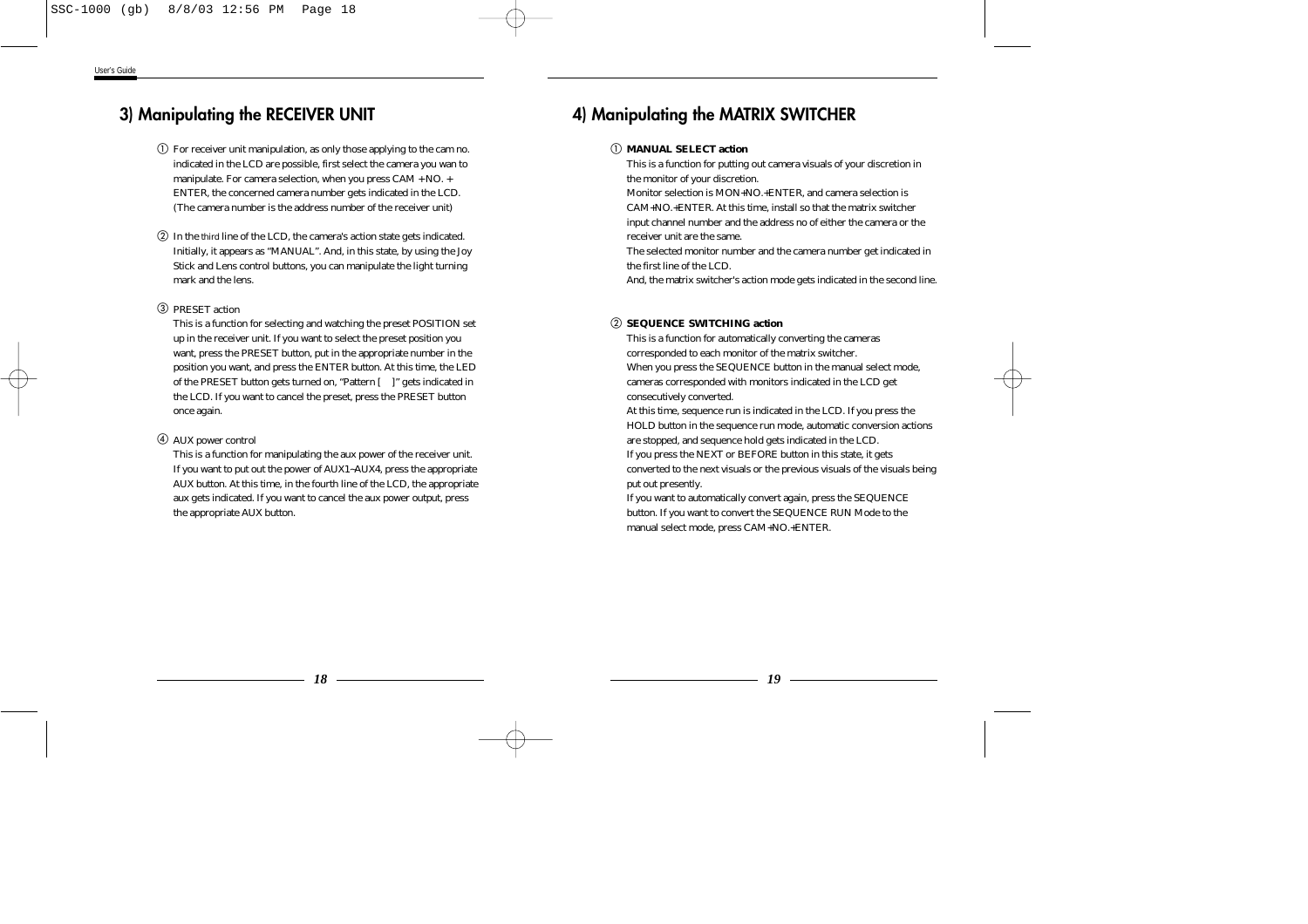## 3) Manipulating the RECEIVER UNIT

① For receiver unit manipulation, as only those applying to the cam no. indicated in the LCD are possible, first select the camera you wan to manipulate. For camera selection, when you press CAM + NO. + ENTER, the concerned camera number gets indicated in the LCD. (The camera number is the address number of the receiver unit)

② In the third line of the LCD, the camera's action state gets indicated. Initially, it appears as "MANUAL". And, in this state, by using the Joy Stick and Lens control buttons, you can manipulate the light turning mark and the lens.

③ PRESET action
This is a function for selecting and watching the preset POSITION set up in the receiver unit. If you want to select the preset position you want, press the PRESET button, put in the appropriate number in the position you want, and press the ENTER button. At this time, the LED of the PRESET button gets turned on, "Pattern [    ]" gets indicated in the LCD. If you want to cancel the preset, press the PRESET button once again.

④ AUX power control
This is a function for manipulating the aux power of the receiver unit. If you want to put out the power of AUX1~AUX4, press the appropriate AUX button. At this time, in the fourth line of the LCD, the appropriate aux gets indicated. If you want to cancel the aux power output, press the appropriate AUX button.

## 4) Manipulating the MATRIX SWITCHER

① **MANUAL SELECT action**
This is a function for putting out camera visuals of your discretion in the monitor of your discretion.
Monitor selection is MON+NO.+ENTER, and camera selection is CAM+NO.+ENTER. At this time, install so that the matrix switcher input channel number and the address no of either the camera or the receiver unit are the same.
The selected monitor number and the camera number get indicated in the first line of the LCD.
And, the matrix switcher's action mode gets indicated in the second line.

② **SEQUENCE SWITCHING action**
This is a function for automatically converting the cameras corresponded to each monitor of the matrix switcher.
When you press the SEQUENCE button in the manual select mode, cameras corresponded with monitors indicated in the LCD get consecutively converted.
At this time, sequence run is indicated in the LCD. If you press the HOLD button in the sequence run mode, automatic conversion actions are stopped, and sequence hold gets indicated in the LCD.
If you press the NEXT or BEFORE button in this state, it gets converted to the next visuals or the previous visuals of the visuals being put out presently.
If you want to automatically convert again, press the SEQUENCE button. If you want to convert the SEQUENCE RUN Mode to the manual select mode, press CAM+NO.+ENTER.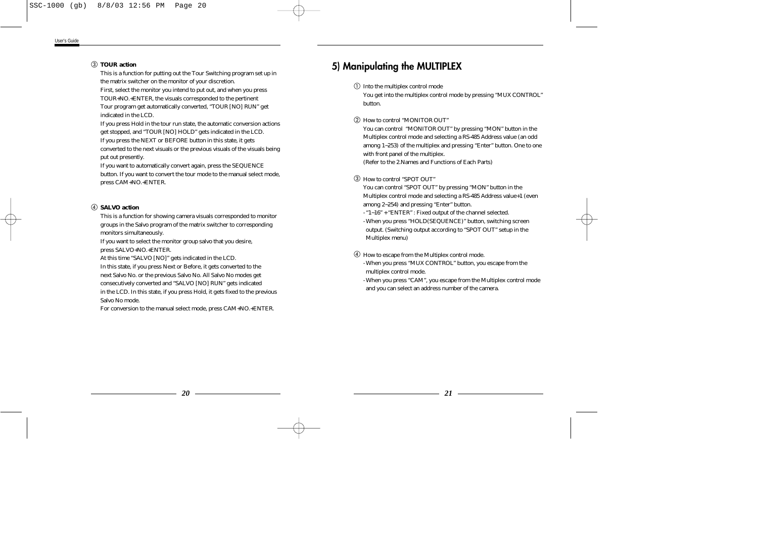③ **TOUR action**

This is a function for putting out the Tour Switching program set up in the matrix switcher on the monitor of your discretion.
First, select the monitor you intend to put out, and when you press TOUR+NO.+ENTER, the visuals corresponded to the pertinent Tour program get automatically converted, "TOUR [NO] RUN" get indicated in the LCD.
If you press Hold in the tour run state, the automatic conversion actions get stopped, and "TOUR [NO] HOLD" gets indicated in the LCD.
If you press the NEXT or BEFORE button in this state, it gets converted to the next visuals or the previous visuals of the visuals being put out presently.
If you want to automatically convert again, press the SEQUENCE button. If you want to convert the tour mode to the manual select mode, press CAM+NO.+ENTER.

④ **SALVO action**

This is a function for showing camera visuals corresponded to monitor groups in the Salvo program of the matrix switcher to corresponding monitors simultaneously.
If you want to select the monitor group salvo that you desire, press SALVO+NO.+ENTER.
At this time "SALVO [NO]" gets indicated in the LCD.
In this state, if you press Next or Before, it gets converted to the next Salvo No. or the previous Salvo No. All Salvo No modes get consecutively converted and "SALVO [NO] RUN" gets indicated in the LCD. In this state, if you press Hold, it gets fixed to the previous Salvo No mode.
For conversion to the manual select mode, press CAM+NO.+ENTER.

## 5) Manipulating the MULTIPLEX

① Into the multiplex control mode
You get into the multiplex control mode by pressing "MUX CONTROL" button.

② How to control "MONITOR OUT"
You can control "MONITOR OUT" by pressing "MON" button in the Multiplex control mode and selecting a RS-485 Address value (an odd among 1~253) of the multiplex and pressing "Enter" button. One to one with front panel of the multiplex.
(Refer to the 2.Names and Functions of Each Parts)

③ How to control "SPOT OUT"
You can control "SPOT OUT" by pressing "MON" button in the Multiplex control mode and selecting a RS-485 Address value+1 (even among 2~254) and pressing "Enter" button.
- "1~16" + "ENTER" : Fixed output of the channel selected.
- When you press "HOLD(SEQUENCE)" button, switching screen output. (Switching output according to "SPOT OUT" setup in the Multiplex menu)

④ How to escape from the Multiplex control mode.
- When you press "MUX CONTROL" button, you escape from the multiplex control mode.
- When you press "CAM", you escape from the Multiplex control mode and you can select an address number of the camera.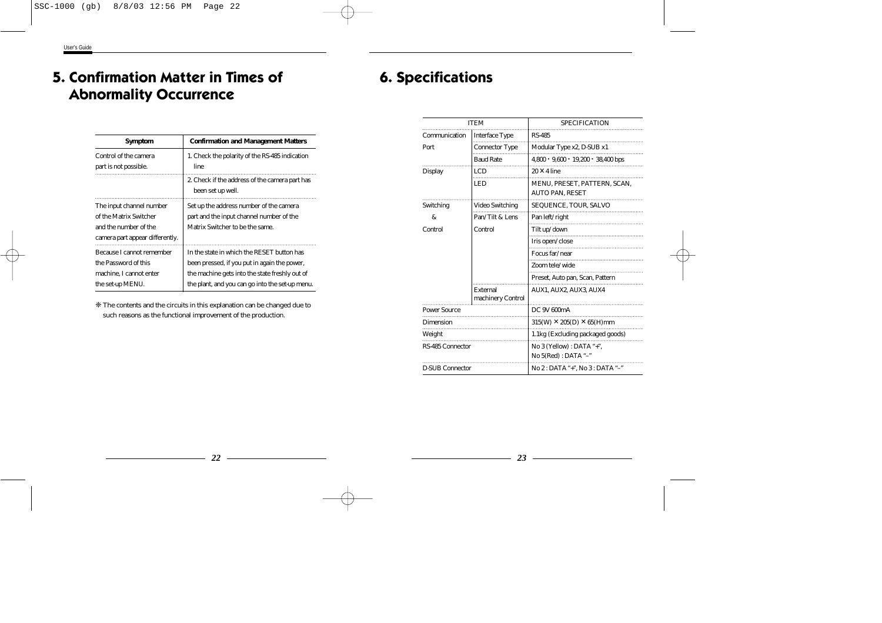# 5. Confirmation Matter in Times of Abnormality Occurrence

| Symptom | Confirmation and Management Matters |
|---|---|
| Control of the camera part is not possible. | 1. Check the polarity of the RS-485 indication line |
| | 2. Check if the address of the camera part has been set up well. |
| The input channel number of the Matrix Switcher and the number of the camera part appear differently. | Set up the address number of the camera part and the input channel number of the Matrix Switcher to be the same. |
| Because I cannot remember the Password of this machine, I cannot enter the set-up MENU. | In the state in which the RESET button has been pressed, if you put in again the power, the machine gets into the state freshly out of the plant, and you can go into the set-up menu. |

❊ The contents and the circuits in this explanation can be changed due to such reasons as the functional improvement of the production.

# 6. Specifications

| ITEM | | SPECIFICATION |
|---|---|---|
| Communication Port | Interface Type | RS-485 |
| | Connector Type | Modular Type x2, D-SUB x1 |
| | Baud Rate | 4,800 · 9,600 · 19,200 · 38,400 bps |
| Display | LCD | 20 × 4 line |
| | LED | MENU, PRESET, PATTERN, SCAN, AUTO PAN, RESET |
| Switching & Control | Video Switching | SEQUENCE, TOUR, SALVO |
| | Pan/Tilt & Lens Control | Pan left/right |
| | | Tilt up/down |
| | | Iris open/close |
| | | Focus far/near |
| | | Zoom tele/wide |
| | | Preset, Auto pan, Scan, Pattern |
| | External machinery Control | AUX1, AUX2, AUX3, AUX4 |
| Power Source | | DC 9V 600mA |
| Dimension | | 315(W) × 205(D) × 65(H)mm |
| Weight | | 1.1kg (Excluding packaged goods) |
| RS-485 Connector | | No 3 (Yellow) : DATA "+", No 5(Red) : DATA "–" |
| D-SUB Connector | | No 2 : DATA "+", No 3 : DATA "–" |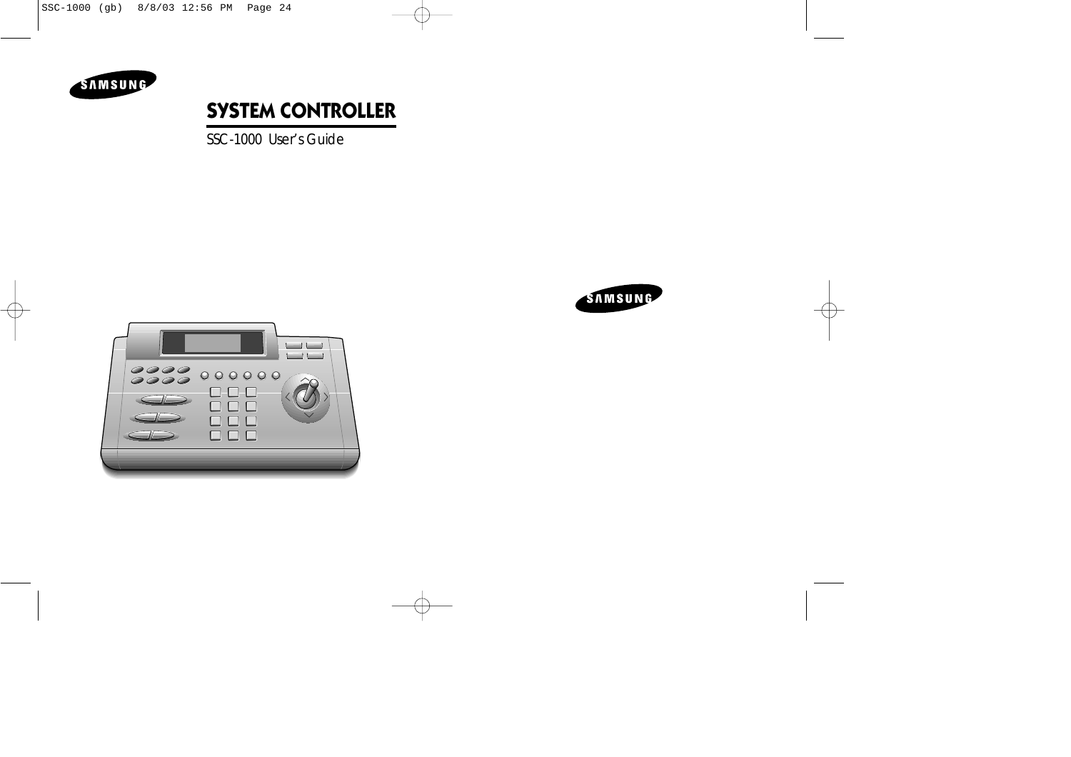SAMSUNG

# SYSTEM CONTROLLER

SSC-1000 User's Guide

SAMSUNG